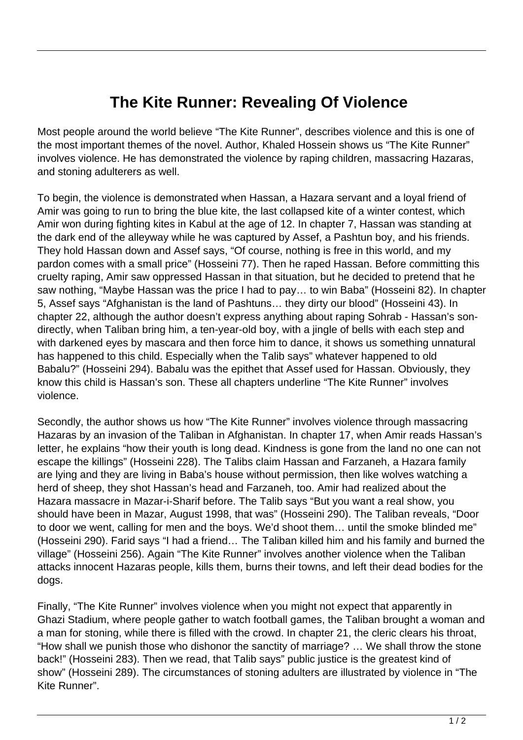# The Kite Runner: Revealing Of Violence

Most people around the world believe "The Kite Runner", describes violence and this is one of the most important themes of the novel. Author, Khaled Hossein shows us "The Kite Runner" involves violence. He has demonstrated the violence by raping children, massacring Hazaras, and stoning adulterers as well.

To begin, the violence is demonstrated when Hassan, a Hazara servant and a loyal friend of Amir was going to run to bring the blue kite, the last collapsed kite of a winter contest, which Amir won during fighting kites in Kabul at the age of 12. In chapter 7, Hassan was standing at the dark end of the alleyway while he was captured by Assef, a Pashtun boy, and his friends. They hold Hassan down and Assef says, "Of course, nothing is free in this world, and my pardon comes with a small price" (Hosseini 77). Then he raped Hassan. Before committing this cruelty raping, Amir saw oppressed Hassan in that situation, but he decided to pretend that he saw nothing, "Maybe Hassan was the price I had to pay… to win Baba" (Hosseini 82). In chapter 5, Assef says "Afghanistan is the land of Pashtuns… they dirty our blood" (Hosseini 43). In chapter 22, although the author doesn't express anything about raping Sohrab - Hassan's son- directly, when Taliban bring him, a ten-year-old boy, with a jingle of bells with each step and with darkened eyes by mascara and then force him to dance, it shows us something unnatural has happened to this child. Especially when the Talib says" whatever happened to old Babalu?" (Hosseini 294). Babalu was the epithet that Assef used for Hassan. Obviously, they know this child is Hassan's son. These all chapters underline "The Kite Runner" involves violence.

Secondly, the author shows us how "The Kite Runner" involves violence through massacring Hazaras by an invasion of the Taliban in Afghanistan. In chapter 17, when Amir reads Hassan's letter, he explains "how their youth is long dead. Kindness is gone from the land no one can not escape the killings" (Hosseini 228). The Talibs claim Hassan and Farzaneh, a Hazara family are lying and they are living in Baba's house without permission, then like wolves watching a herd of sheep, they shot Hassan's head and Farzaneh, too. Amir had realized about the Hazara massacre in Mazar-i-Sharif before. The Talib says "But you want a real show, you should have been in Mazar, August 1998, that was" (Hosseini 290). The Taliban reveals, "Door to door we went, calling for men and the boys. We'd shoot them… until the smoke blinded me" (Hosseini 290). Farid says "I had a friend… The Taliban killed him and his family and burned the village" (Hosseini 256). Again "The Kite Runner" involves another violence when the Taliban attacks innocent Hazaras people, kills them, burns their towns, and left their dead bodies for the dogs.

Finally, "The Kite Runner" involves violence when you might not expect that apparently in Ghazi Stadium, where people gather to watch football games, the Taliban brought a woman and a man for stoning, while there is filled with the crowd. In chapter 21, the cleric clears his throat, "How shall we punish those who dishonor the sanctity of marriage? … We shall throw the stone back!" (Hosseini 283). Then we read, that Talib says" public justice is the greatest kind of show" (Hosseini 289). The circumstances of stoning adulters are illustrated by violence in "The Kite Runner".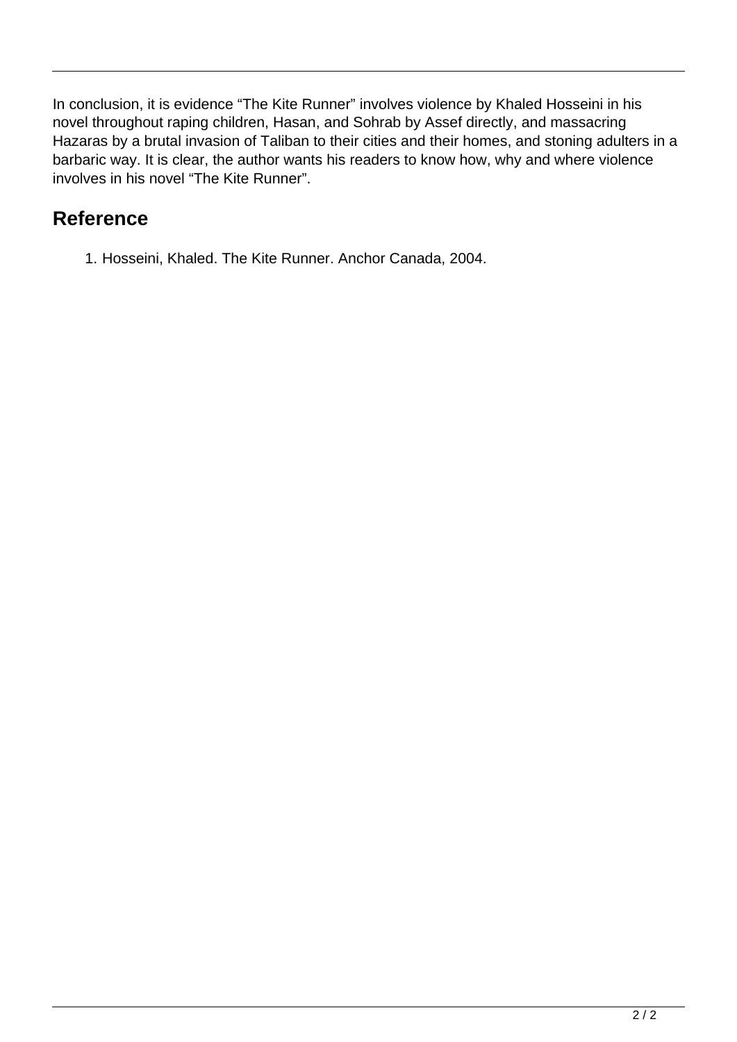In conclusion, it is evidence “The Kite Runner” involves violence by Khaled Hosseini in his novel throughout raping children, Hasan, and Sohrab by Assef directly, and massacring Hazaras by a brutal invasion of Taliban to their cities and their homes, and stoning adulters in a barbaric way. It is clear, the author wants his readers to know how, why and where violence involves in his novel “The Kite Runner”.

## Reference

1. Hosseini, Khaled. The Kite Runner. Anchor Canada, 2004.